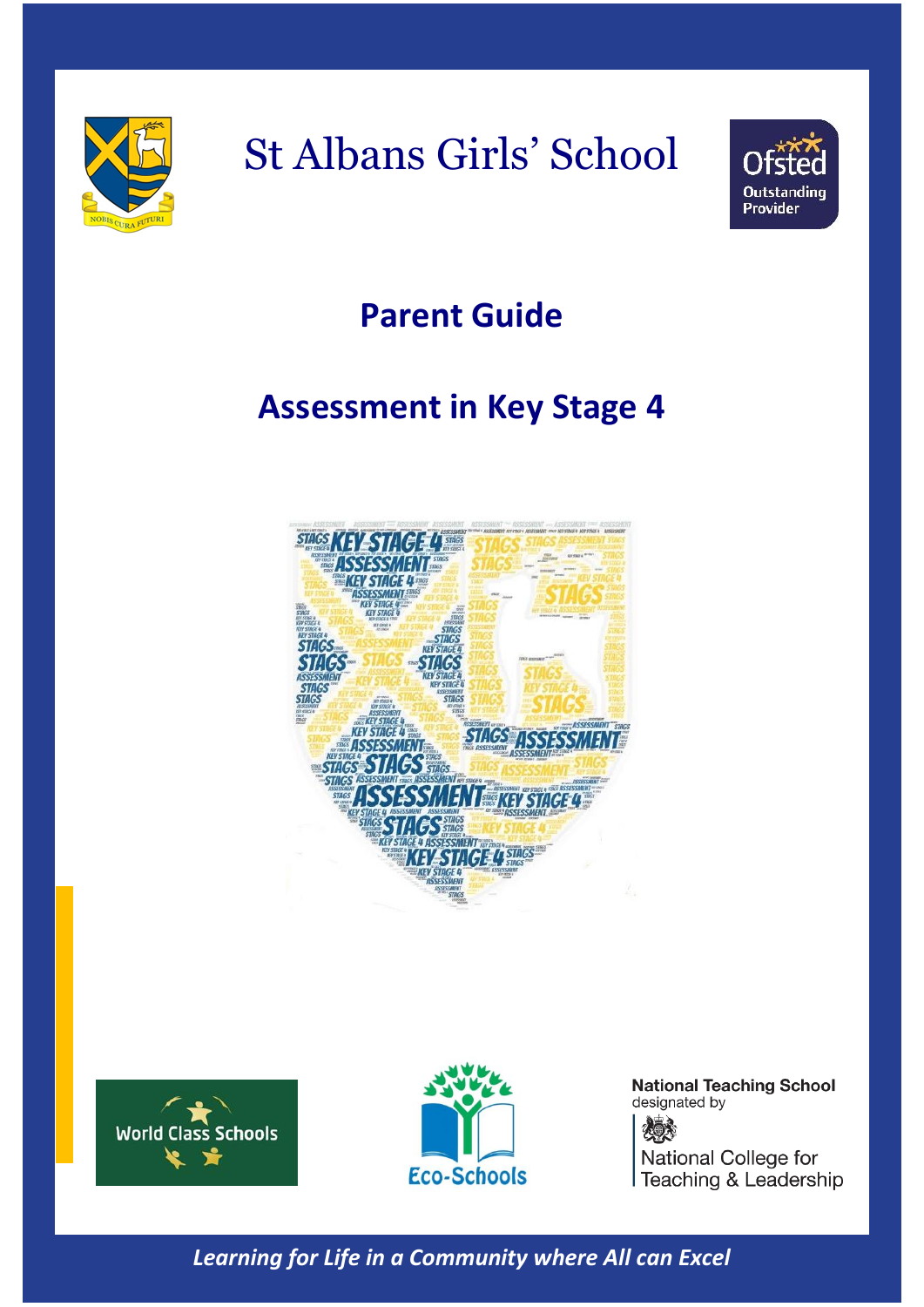# St Albans Girls' School

Ofsted Outstanding Provider

## Parent Guide

## Assessment in Key Stage 4

World Class Schools

Eco-Schools

National Teaching School designated by National College for Teaching & Leadership

*Learning for Life in a Community where All can Excel*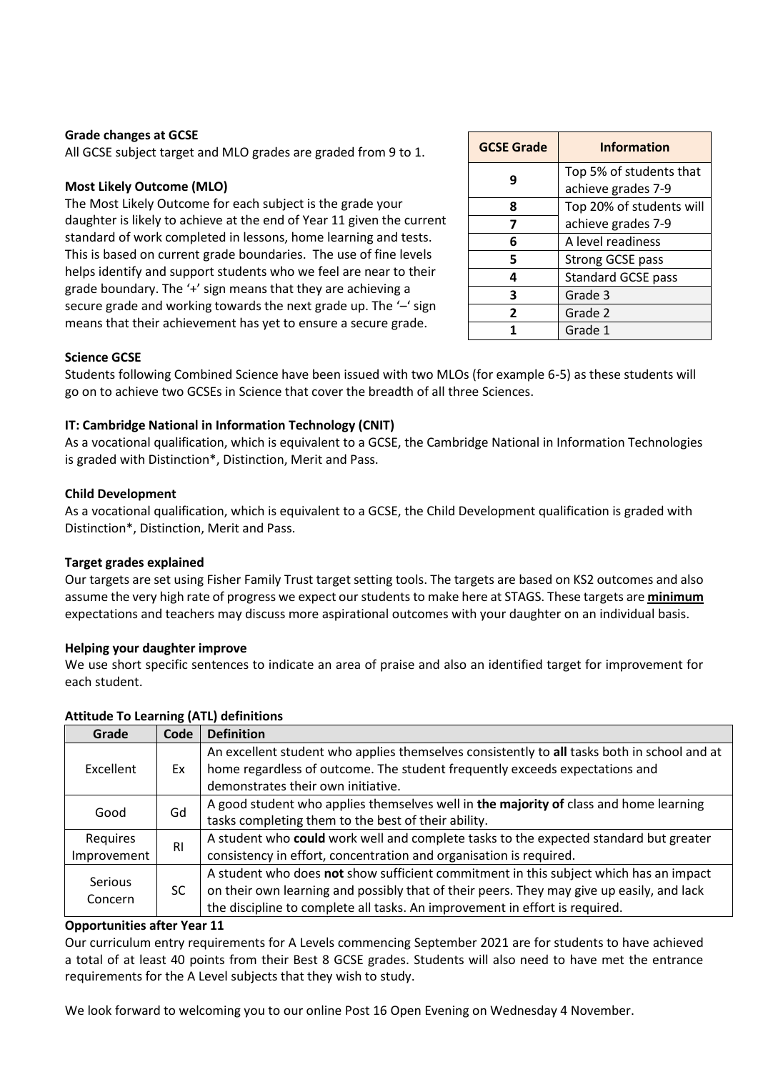**Grade changes at GCSE**

All GCSE subject target and MLO grades are graded from 9 to 1.

| GCSE Grade | Information |
|---|---|
| 9 | Top 5% of students that achieve grades 7-9 |
| 8 | Top 20% of students will achieve grades 7-9 |
| 7 | |
| 6 | A level readiness |
| 5 | Strong GCSE pass |
| 4 | Standard GCSE pass |
| 3 | Grade 3 |
| 2 | Grade 2 |
| 1 | Grade 1 |

**Most Likely Outcome (MLO)**

The Most Likely Outcome for each subject is the grade your daughter is likely to achieve at the end of Year 11 given the current standard of work completed in lessons, home learning and tests. This is based on current grade boundaries. The use of fine levels helps identify and support students who we feel are near to their grade boundary. The '+' sign means that they are achieving a secure grade and working towards the next grade up. The '–' sign means that their achievement has yet to ensure a secure grade.

**Science GCSE**

Students following Combined Science have been issued with two MLOs (for example 6-5) as these students will go on to achieve two GCSEs in Science that cover the breadth of all three Sciences.

**IT: Cambridge National in Information Technology (CNIT)**

As a vocational qualification, which is equivalent to a GCSE, the Cambridge National in Information Technologies is graded with Distinction*, Distinction, Merit and Pass.

**Child Development**

As a vocational qualification, which is equivalent to a GCSE, the Child Development qualification is graded with Distinction*, Distinction, Merit and Pass.

**Target grades explained**

Our targets are set using Fisher Family Trust target setting tools. The targets are based on KS2 outcomes and also assume the very high rate of progress we expect our students to make here at STAGS. These targets are **minimum** expectations and teachers may discuss more aspirational outcomes with your daughter on an individual basis.

**Helping your daughter improve**

We use short specific sentences to indicate an area of praise and also an identified target for improvement for each student.

**Attitude To Learning (ATL) definitions**

| Grade | Code | Definition |
|---|---|---|
| Excellent | Ex | An excellent student who applies themselves consistently to **all** tasks both in school and at home regardless of outcome. The student frequently exceeds expectations and demonstrates their own initiative. |
| Good | Gd | A good student who applies themselves well in **the majority of** class and home learning tasks completing them to the best of their ability. |
| Requires Improvement | RI | A student who **could** work well and complete tasks to the expected standard but greater consistency in effort, concentration and organisation is required. |
| Serious Concern | SC | A student who does **not** show sufficient commitment in this subject which has an impact on their own learning and possibly that of their peers. They may give up easily, and lack the discipline to complete all tasks. An improvement in effort is required. |

**Opportunities after Year 11**

Our curriculum entry requirements for A Levels commencing September 2021 are for students to have achieved a total of at least 40 points from their Best 8 GCSE grades. Students will also need to have met the entrance requirements for the A Level subjects that they wish to study.

We look forward to welcoming you to our online Post 16 Open Evening on Wednesday 4 November.